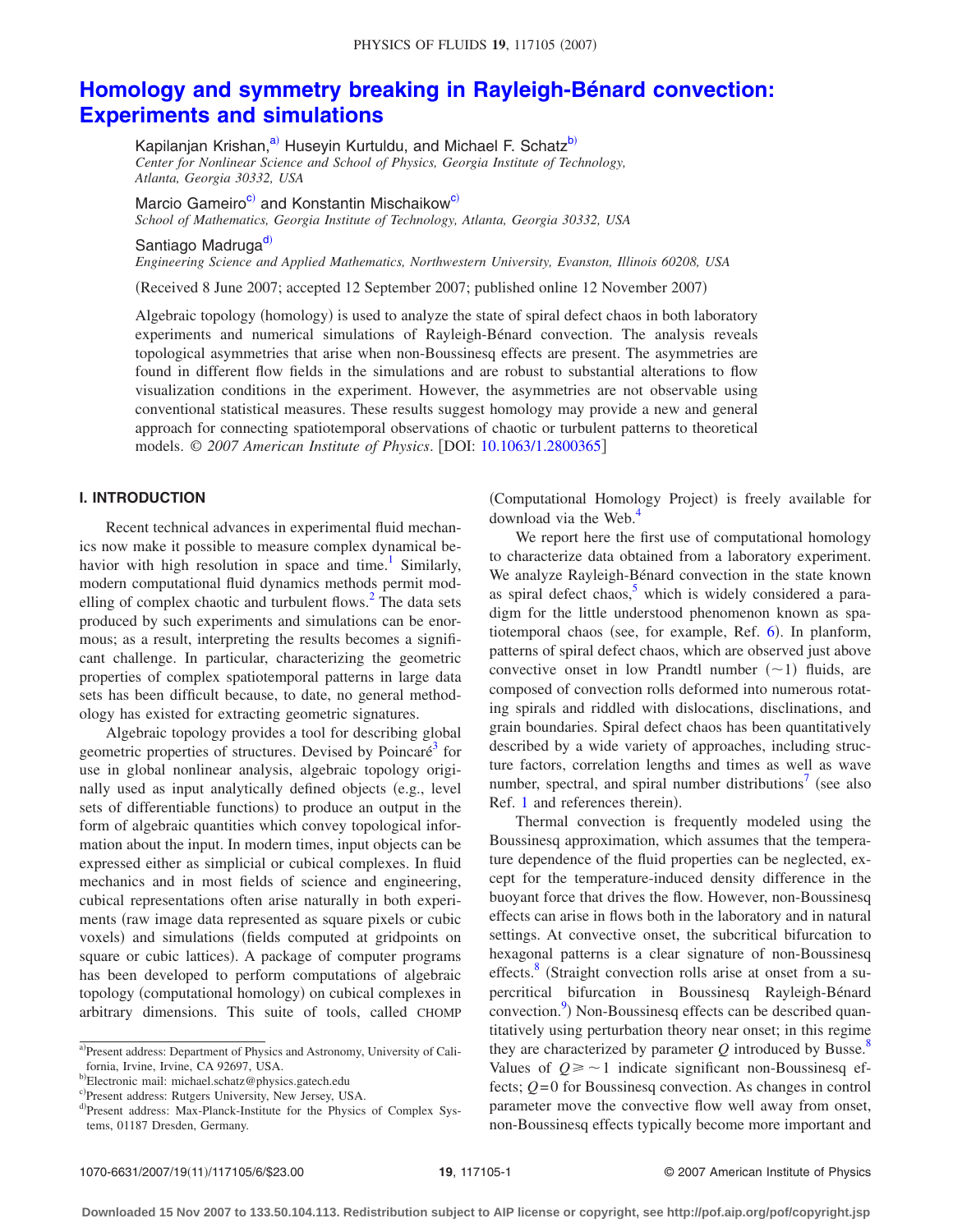# Homology and symmetry breaking in Rayleigh-Bénard convection: Experiments and simulations

Kapilanjan Krishan,[a] Huseyin Kurtuldu, and Michael F. Schatz[b]
*Center for Nonlinear Science and School of Physics, Georgia Institute of Technology, Atlanta, Georgia 30332, USA*

Marcio Gameiro[c] and Konstantin Mischaikow[c]
*School of Mathematics, Georgia Institute of Technology, Atlanta, Georgia 30332, USA*

Santiago Madruga[d]
*Engineering Science and Applied Mathematics, Northwestern University, Evanston, Illinois 60208, USA*

(Received 8 June 2007; accepted 12 September 2007; published online 12 November 2007)

Algebraic topology (homology) is used to analyze the state of spiral defect chaos in both laboratory experiments and numerical simulations of Rayleigh-Bénard convection. The analysis reveals topological asymmetries that arise when non-Boussinesq effects are present. The asymmetries are found in different flow fields in the simulations and are robust to substantial alterations to flow visualization conditions in the experiment. However, the asymmetries are not observable using conventional statistical measures. These results suggest homology may provide a new and general approach for connecting spatiotemporal observations of chaotic or turbulent patterns to theoretical models. © *2007 American Institute of Physics*. [DOI: 10.1063/1.2800365]

## I. INTRODUCTION

Recent technical advances in experimental fluid mechanics now make it possible to measure complex dynamical behavior with high resolution in space and time.[1] Similarly, modern computational fluid dynamics methods permit modelling of complex chaotic and turbulent flows.[2] The data sets produced by such experiments and simulations can be enormous; as a result, interpreting the results becomes a significant challenge. In particular, characterizing the geometric properties of complex spatiotemporal patterns in large data sets has been difficult because, to date, no general methodology has existed for extracting geometric signatures.

Algebraic topology provides a tool for describing global geometric properties of structures. Devised by Poincaré[3] for use in global nonlinear analysis, algebraic topology originally used as input analytically defined objects (e.g., level sets of differentiable functions) to produce an output in the form of algebraic quantities which convey topological information about the input. In modern times, input objects can be expressed either as simplicial or cubical complexes. In fluid mechanics and in most fields of science and engineering, cubical representations often arise naturally in both experiments (raw image data represented as square pixels or cubic voxels) and simulations (fields computed at gridpoints on square or cubic lattices). A package of computer programs has been developed to perform computations of algebraic topology (computational homology) on cubical complexes in arbitrary dimensions. This suite of tools, called CHOMP (Computational Homology Project) is freely available for download via the Web.[4]

We report here the first use of computational homology to characterize data obtained from a laboratory experiment. We analyze Rayleigh-Bénard convection in the state known as spiral defect chaos,[5] which is widely considered a paradigm for the little understood phenomenon known as spatiotemporal chaos (see, for example, Ref. 6). In planform, patterns of spiral defect chaos, which are observed just above convective onset in low Prandtl number ($\sim$1) fluids, are composed of convection rolls deformed into numerous rotating spirals and riddled with dislocations, disclinations, and grain boundaries. Spiral defect chaos has been quantitatively described by a wide variety of approaches, including structure factors, correlation lengths and times as well as wave number, spectral, and spiral number distributions[7] (see also Ref. 1 and references therein).

Thermal convection is frequently modeled using the Boussinesq approximation, which assumes that the temperature dependence of the fluid properties can be neglected, except for the temperature-induced density difference in the buoyant force that drives the flow. However, non-Boussinesq effects can arise in flows both in the laboratory and in natural settings. At convective onset, the subcritical bifurcation to hexagonal patterns is a clear signature of non-Boussinesq effects.[8] (Straight convection rolls arise at onset from a supercritical bifurcation in Boussinesq Rayleigh-Bénard convection.[9]) Non-Boussinesq effects can be described quantitatively using perturbation theory near onset; in this regime they are characterized by parameter $Q$ introduced by Busse.[8] Values of $Q \geqslant \sim 1$ indicate significant non-Boussinesq effects; $Q=0$ for Boussinesq convection. As changes in control parameter move the convective flow well away from onset, non-Boussinesq effects typically become more important and

---

[a] Present address: Department of Physics and Astronomy, University of California, Irvine, Irvine, CA 92697, USA.

[b] Electronic mail: michael.schatz@physics.gatech.edu

[c] Present address: Rutgers University, New Jersey, USA.

[d] Present address: Max-Planck-Institute for the Physics of Complex Systems, 01187 Dresden, Germany.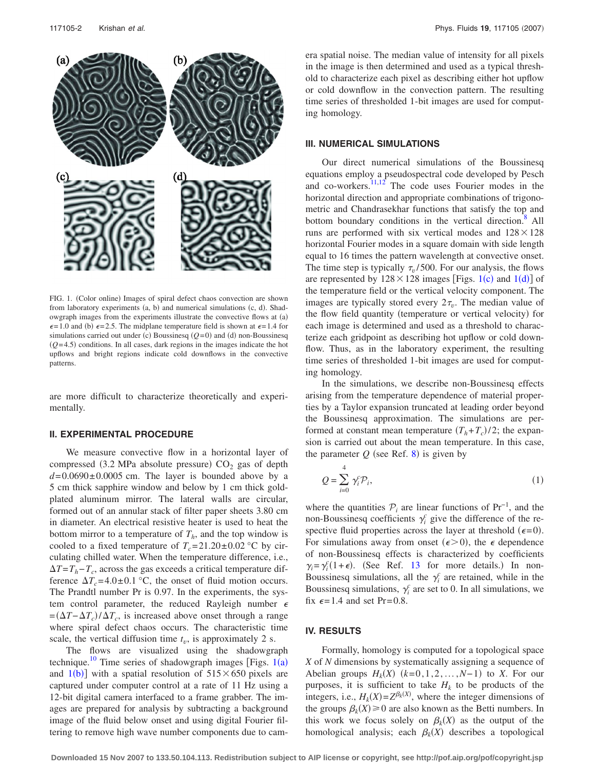FIG. 1. (Color online) Images of spiral defect chaos convection are shown from laboratory experiments (a, b) and numerical simulations (c, d). Shadowgraph images from the experiments illustrate the convective flows at (a) $\epsilon=1.0$ and (b) $\epsilon=2.5$. The midplane temperature field is shown at $\epsilon=1.4$ for simulations carried out under (c) Boussinesq ($Q=0$) and (d) non-Boussinesq ($Q=4.5$) conditions. In all cases, dark regions in the images indicate the hot upflows and bright regions indicate cold downflows in the convective patterns.

are more difficult to characterize theoretically and experimentally.

## II. EXPERIMENTAL PROCEDURE

We measure convective flow in a horizontal layer of compressed (3.2 MPa absolute pressure) $CO_2$ gas of depth $d=0.0690\pm0.0005$ cm. The layer is bounded above by a 5 cm thick sapphire window and below by 1 cm thick gold-plated aluminum mirror. The lateral walls are circular, formed out of an annular stack of filter paper sheets 3.80 cm in diameter. An electrical resistive heater is used to heat the bottom mirror to a temperature of $T_h$, and the top window is cooled to a fixed temperature of $T_c=21.20\pm0.02$ °C by circulating chilled water. When the temperature difference, i.e., $\Delta T=T_h-T_c$, across the gas exceeds a critical temperature difference $\Delta T_c=4.0\pm0.1$ °C, the onset of fluid motion occurs. The Prandtl number Pr is 0.97. In the experiments, the system control parameter, the reduced Rayleigh number $\epsilon=(\Delta T-\Delta T_c)/\Delta T_c$, is increased above onset through a range where spiral defect chaos occurs. The characteristic time scale, the vertical diffusion time $t_v$, is approximately 2 s.

The flows are visualized using the shadowgraph technique.[10] Time series of shadowgraph images [Figs. 1(a) and 1(b)] with a spatial resolution of $515\times650$ pixels are captured under computer control at a rate of 11 Hz using a 12-bit digital camera interfaced to a frame grabber. The images are prepared for analysis by subtracting a background image of the fluid below onset and using digital Fourier filtering to remove high wave number components due to camera spatial noise. The median value of intensity for all pixels in the image is then determined and used as a typical threshold to characterize each pixel as describing either hot upflow or cold downflow in the convection pattern. The resulting time series of thresholded 1-bit images are used for computing homology.

## III. NUMERICAL SIMULATIONS

Our direct numerical simulations of the Boussinesq equations employ a pseudospectral code developed by Pesch and co-workers.[11,12] The code uses Fourier modes in the horizontal direction and appropriate combinations of trigonometric and Chandrasekhar functions that satisfy the top and bottom boundary conditions in the vertical direction.[8] All runs are performed with six vertical modes and $128\times128$ horizontal Fourier modes in a square domain with side length equal to 16 times the pattern wavelength at convective onset. The time step is typically $\tau_v/500$. For our analysis, the flows are represented by $128\times128$ images [Figs. 1(c) and 1(d)] of the temperature field or the vertical velocity component. The images are typically stored every $2\tau_v$. The median value of the flow field quantity (temperature or vertical velocity) for each image is determined and used as a threshold to characterize each gridpoint as describing hot upflow or cold downflow. Thus, as in the laboratory experiment, the resulting time series of thresholded 1-bit images are used for computing homology.

In the simulations, we describe non-Boussinesq effects arising from the temperature dependence of material properties by a Taylor expansion truncated at leading order beyond the Boussinesq approximation. The simulations are performed at constant mean temperature $(T_h+T_c)/2$; the expansion is carried out about the mean temperature. In this case, the parameter $Q$ (see Ref. 8) is given by

$$Q=\sum_{i=0}^{4}\gamma_i^c\mathcal{P}_i, \tag{1}$$

where the quantities $\mathcal{P}_i$ are linear functions of $\mathrm{Pr}^{-1}$, and the non-Boussinesq coefficients $\gamma_i^c$ give the difference of the respective fluid properties across the layer at threshold ($\epsilon=0$). For simulations away from onset ($\epsilon>0$), the $\epsilon$ dependence of non-Boussinesq effects is characterized by coefficients $\gamma_i=\gamma_i^c(1+\epsilon)$. (See Ref. 13 for more details.) In non-Boussinesq simulations, all the $\gamma_i^c$ are retained, while in the Boussinesq simulations, $\gamma_i^c$ are set to 0. In all simulations, we fix $\epsilon=1.4$ and set $\mathrm{Pr}=0.8$.

## IV. RESULTS

Formally, homology is computed for a topological space $X$ of $N$ dimensions by systematically assigning a sequence of Abelian groups $H_k(X)$ $(k=0,1,2,\ldots,N-1)$ to $X$. For our purposes, it is sufficient to take $H_k$ to be products of the integers, i.e., $H_k(X)=Z^{\beta_k(X)}$, where the integer dimensions of the groups $\beta_k(X)\geq0$ are also known as the Betti numbers. In this work we focus solely on $\beta_k(X)$ as the output of the homological analysis; each $\beta_k(X)$ describes a topological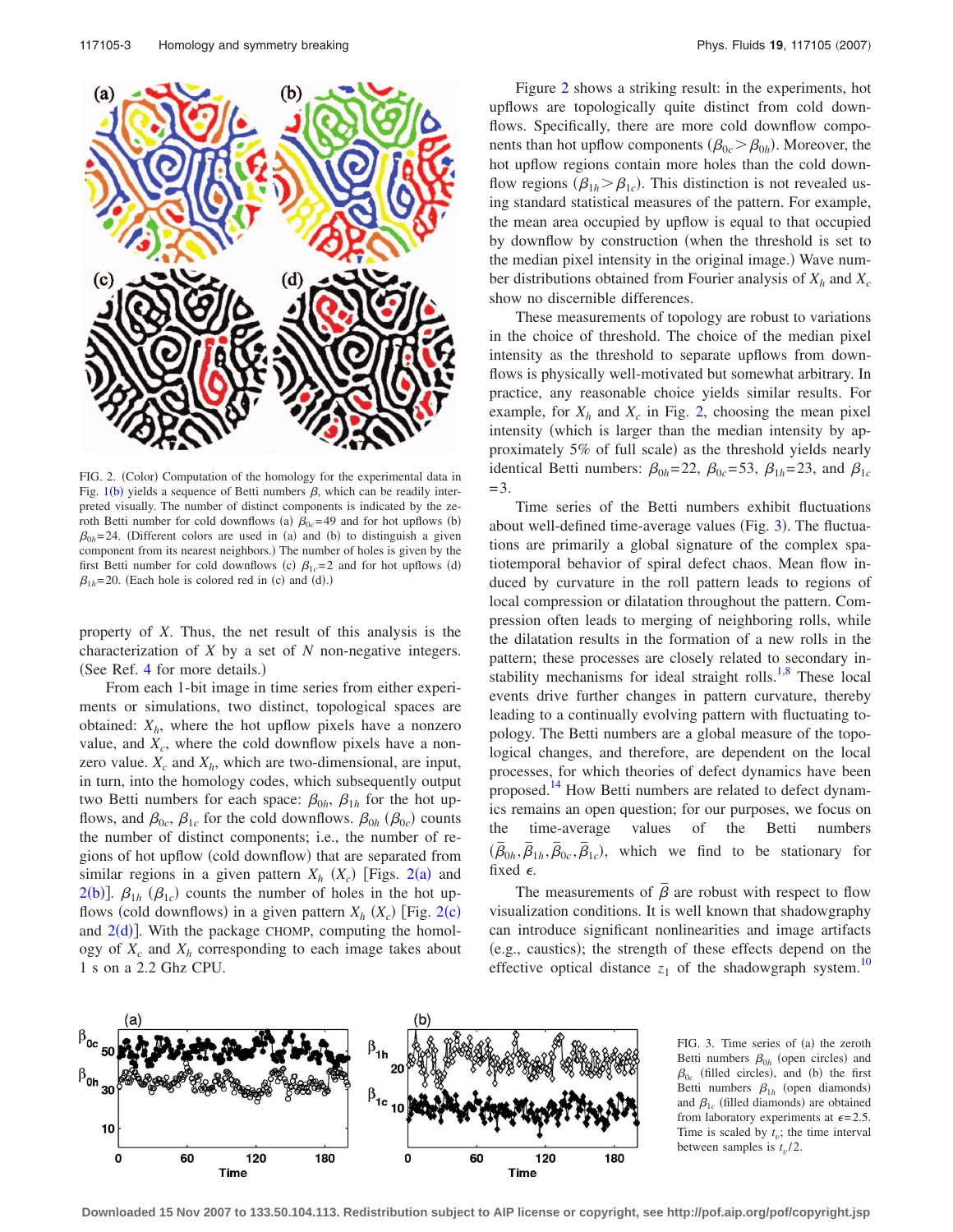FIG. 2. (Color) Computation of the homology for the experimental data in Fig. 1(b) yields a sequence of Betti numbers $\beta$, which can be readily interpreted visually. The number of distinct components is indicated by the zeroth Betti number for cold downflows (a) $\beta_{0c}=49$ and for hot upflows (b) $\beta_{0h}=24$. (Different colors are used in (a) and (b) to distinguish a given component from its nearest neighbors.) The number of holes is given by the first Betti number for cold downflows (c) $\beta_{1c}=2$ and for hot upflows (d) $\beta_{1h}=20$. (Each hole is colored red in (c) and (d).)

property of $X$. Thus, the net result of this analysis is the characterization of $X$ by a set of $N$ non-negative integers. (See Ref. 4 for more details.)

From each 1-bit image in time series from either experiments or simulations, two distinct, topological spaces are obtained: $X_h$, where the hot upflow pixels have a nonzero value, and $X_c$, where the cold downflow pixels have a nonzero value. $X_c$ and $X_h$, which are two-dimensional, are input, in turn, into the homology codes, which subsequently output two Betti numbers for each space: $\beta_{0h}$, $\beta_{1h}$ for the hot upflows, and $\beta_{0c}$, $\beta_{1c}$ for the cold downflows. $\beta_{0h}$ ($\beta_{0c}$) counts the number of distinct components; i.e., the number of regions of hot upflow (cold downflow) that are separated from similar regions in a given pattern $X_h$ ($X_c$) [Figs. 2(a) and 2(b)]. $\beta_{1h}$ ($\beta_{1c}$) counts the number of holes in the hot upflows (cold downflows) in a given pattern $X_h$ ($X_c$) [Fig. 2(c) and 2(d)]. With the package CHOMP, computing the homology of $X_c$ and $X_h$ corresponding to each image takes about 1 s on a 2.2 Ghz CPU.

Figure 2 shows a striking result: in the experiments, hot upflows are topologically quite distinct from cold downflows. Specifically, there are more cold downflow components than hot upflow components ($\beta_{0c}>\beta_{0h}$). Moreover, the hot upflow regions contain more holes than the cold downflow regions ($\beta_{1h}>\beta_{1c}$). This distinction is not revealed using standard statistical measures of the pattern. For example, the mean area occupied by upflow is equal to that occupied by downflow by construction (when the threshold is set to the median pixel intensity in the original image.) Wave number distributions obtained from Fourier analysis of $X_h$ and $X_c$ show no discernible differences.

These measurements of topology are robust to variations in the choice of threshold. The choice of the median pixel intensity as the threshold to separate upflows from downflows is physically well-motivated but somewhat arbitrary. In practice, any reasonable choice yields similar results. For example, for $X_h$ and $X_c$ in Fig. 2, choosing the mean pixel intensity (which is larger than the median intensity by approximately 5% of full scale) as the threshold yields nearly identical Betti numbers: $\beta_{0h}=22$, $\beta_{0c}=53$, $\beta_{1h}=23$, and $\beta_{1c}=3$.

Time series of the Betti numbers exhibit fluctuations about well-defined time-average values (Fig. 3). The fluctuations are primarily a global signature of the complex spatiotemporal behavior of spiral defect chaos. Mean flow induced by curvature in the roll pattern leads to regions of local compression or dilatation throughout the pattern. Compression often leads to merging of neighboring rolls, while the dilatation results in the formation of a new rolls in the pattern; these processes are closely related to secondary instability mechanisms for ideal straight rolls.[1,8] These local events drive further changes in pattern curvature, thereby leading to a continually evolving pattern with fluctuating topology. The Betti numbers are a global measure of the topological changes, and therefore, are dependent on the local processes, for which theories of defect dynamics have been proposed.[14] How Betti numbers are related to defect dynamics remains an open question; for our purposes, we focus on the time-average values of the Betti numbers $(\bar{\beta}_{0h},\bar{\beta}_{1h},\bar{\beta}_{0c},\bar{\beta}_{1c})$, which we find to be stationary for fixed $\epsilon$.

The measurements of $\bar{\beta}$ are robust with respect to flow visualization conditions. It is well known that shadowgraphy can introduce significant nonlinearities and image artifacts (e.g., caustics); the strength of these effects depend on the effective optical distance $z_1$ of the shadowgraph system.[10]

FIG. 3. Time series of (a) the zeroth Betti numbers $\beta_{0h}$ (open circles) and $\beta_{0c}$ (filled circles), and (b) the first Betti numbers $\beta_{1h}$ (open diamonds) and $\beta_{1c}$ (filled diamonds) are obtained from laboratory experiments at $\epsilon=2.5$. Time is scaled by $t_v$; the time interval between samples is $t_v/2$.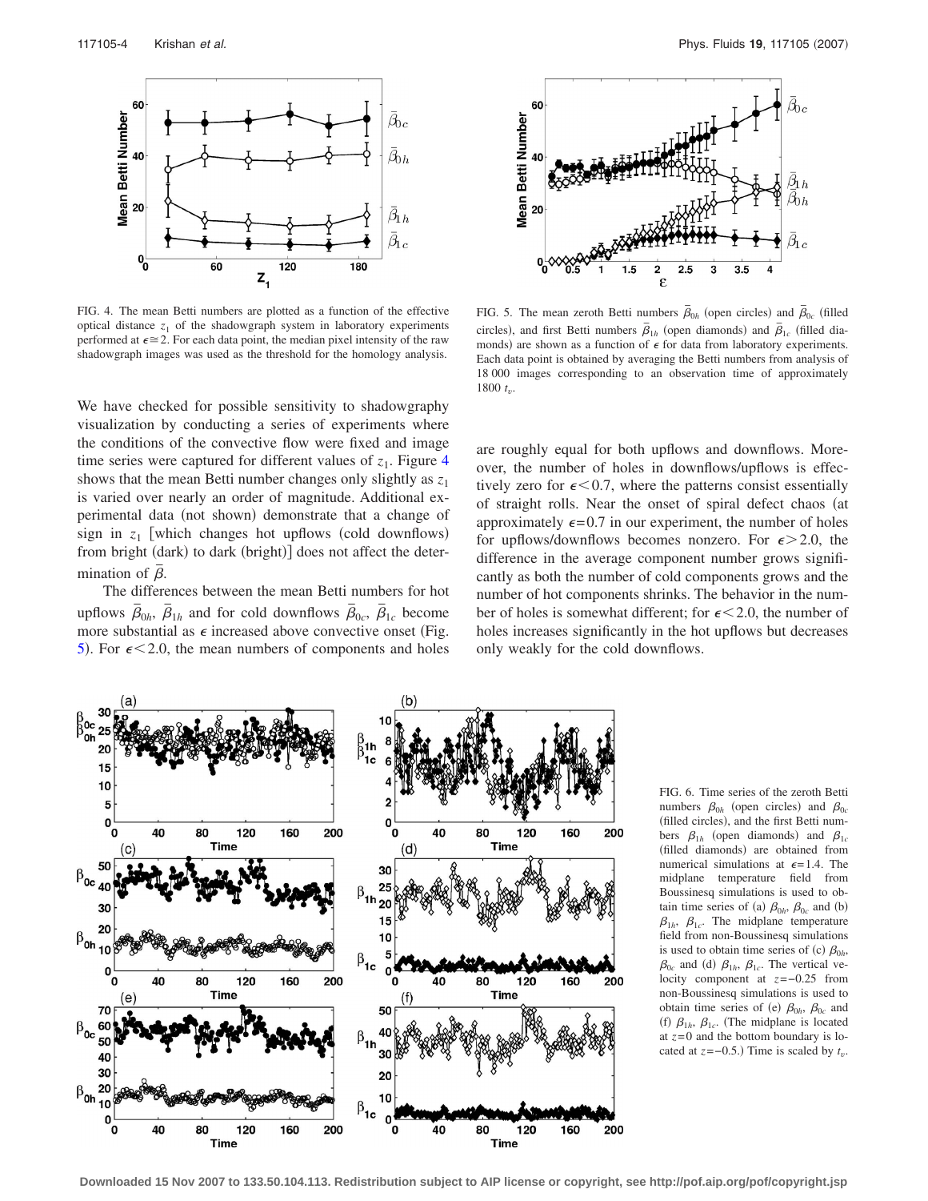FIG. 4. The mean Betti numbers are plotted as a function of the effective optical distance $z_1$ of the shadowgraph system in laboratory experiments performed at $\epsilon \cong 2$. For each data point, the median pixel intensity of the raw shadowgraph images was used as the threshold for the homology analysis.

FIG. 5. The mean zeroth Betti numbers $\bar{\beta}_{0h}$ (open circles) and $\bar{\beta}_{0c}$ (filled circles), and first Betti numbers $\bar{\beta}_{1h}$ (open diamonds) and $\bar{\beta}_{1c}$ (filled diamonds) are shown as a function of $\epsilon$ for data from laboratory experiments. Each data point is obtained by averaging the Betti numbers from analysis of 18 000 images corresponding to an observation time of approximately 1800 $t_v$.

We have checked for possible sensitivity to shadowgraphy visualization by conducting a series of experiments where the conditions of the convective flow were fixed and image time series were captured for different values of $z_1$. Figure 4 shows that the mean Betti number changes only slightly as $z_1$ is varied over nearly an order of magnitude. Additional experimental data (not shown) demonstrate that a change of sign in $z_1$ [which changes hot upflows (cold downflows) from bright (dark) to dark (bright)] does not affect the determination of $\bar{\beta}$.

The differences between the mean Betti numbers for hot upflows $\bar{\beta}_{0h}$, $\bar{\beta}_{1h}$ and for cold downflows $\bar{\beta}_{0c}$, $\bar{\beta}_{1c}$ become more substantial as $\epsilon$ increased above convective onset (Fig. 5). For $\epsilon < 2.0$, the mean numbers of components and holes are roughly equal for both upflows and downflows. Moreover, the number of holes in downflows/upflows is effectively zero for $\epsilon < 0.7$, where the patterns consist essentially of straight rolls. Near the onset of spiral defect chaos (at approximately $\epsilon = 0.7$ in our experiment, the number of holes for upflows/downflows becomes nonzero. For $\epsilon > 2.0$, the difference in the average component number grows significantly as both the number of cold components grows and the number of hot components shrinks. The behavior in the number of holes is somewhat different; for $\epsilon < 2.0$, the number of holes increases significantly in the hot upflows but decreases only weakly for the cold downflows.

FIG. 6. Time series of the zeroth Betti numbers $\beta_{0h}$ (open circles) and $\beta_{0c}$ (filled circles), and the first Betti numbers $\beta_{1h}$ (open diamonds) and $\beta_{1c}$ (filled diamonds) are obtained from numerical simulations at $\epsilon = 1.4$. The midplane temperature field from Boussinesq simulations is used to obtain time series of (a) $\beta_{0h}$, $\beta_{0c}$ and (b) $\beta_{1h}$, $\beta_{1c}$. The midplane temperature field from non-Boussinesq simulations is used to obtain time series of (c) $\beta_{0h}$, $\beta_{0c}$ and (d) $\beta_{1h}$, $\beta_{1c}$. The vertical velocity component at $z = -0.25$ from non-Boussinesq simulations is used to obtain time series of (e) $\beta_{0h}$, $\beta_{0c}$ and (f) $\beta_{1h}$, $\beta_{1c}$. (The midplane is located at $z = 0$ and the bottom boundary is located at $z = -0.5$.) Time is scaled by $t_v$.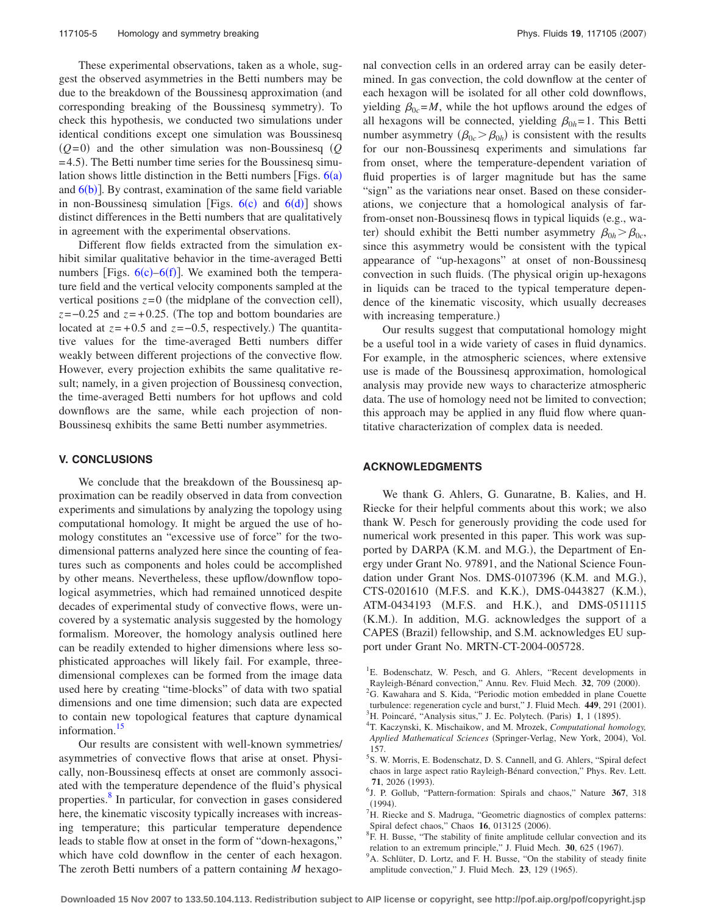These experimental observations, taken as a whole, suggest the observed asymmetries in the Betti numbers may be due to the breakdown of the Boussinesq approximation (and corresponding breaking of the Boussinesq symmetry). To check this hypothesis, we conducted two simulations under identical conditions except one simulation was Boussinesq ($Q=0$) and the other simulation was non-Boussinesq ($Q=4.5$). The Betti number time series for the Boussinesq simulation shows little distinction in the Betti numbers [Figs. 6(a) and 6(b)]. By contrast, examination of the same field variable in non-Boussinesq simulation [Figs. 6(c) and 6(d)] shows distinct differences in the Betti numbers that are qualitatively in agreement with the experimental observations.

Different flow fields extracted from the simulation exhibit similar qualitative behavior in the time-averaged Betti numbers [Figs. 6(c)–6(f)]. We examined both the temperature field and the vertical velocity components sampled at the vertical positions $z=0$ (the midplane of the convection cell), $z=-0.25$ and $z=+0.25$. (The top and bottom boundaries are located at $z=+0.5$ and $z=-0.5$, respectively.) The quantitative values for the time-averaged Betti numbers differ weakly between different projections of the convective flow. However, every projection exhibits the same qualitative result; namely, in a given projection of Boussinesq convection, the time-averaged Betti numbers for hot upflows and cold downflows are the same, while each projection of non-Boussinesq exhibits the same Betti number asymmetries.

## V. CONCLUSIONS

We conclude that the breakdown of the Boussinesq approximation can be readily observed in data from convection experiments and simulations by analyzing the topology using computational homology. It might be argued the use of homology constitutes an "excessive use of force" for the two-dimensional patterns analyzed here since the counting of features such as components and holes could be accomplished by other means. Nevertheless, these upflow/downflow topological asymmetries, which had remained unnoticed despite decades of experimental study of convective flows, were uncovered by a systematic analysis suggested by the homology formalism. Moreover, the homology analysis outlined here can be readily extended to higher dimensions where less sophisticated approaches will likely fail. For example, three-dimensional complexes can be formed from the image data used here by creating "time-blocks" of data with two spatial dimensions and one time dimension; such data are expected to contain new topological features that capture dynamical information.[15]

Our results are consistent with well-known symmetries/asymmetries of convective flows that arise at onset. Physically, non-Boussinesq effects at onset are commonly associated with the temperature dependence of the fluid's physical properties.[8] In particular, for convection in gases considered here, the kinematic viscosity typically increases with increasing temperature; this particular temperature dependence leads to stable flow at onset in the form of "down-hexagons," which have cold downflow in the center of each hexagon. The zeroth Betti numbers of a pattern containing $M$ hexagonal convection cells in an ordered array can be easily determined. In gas convection, the cold downflow at the center of each hexagon will be isolated for all other cold downflows, yielding $\beta_{0c}=M$, while the hot upflows around the edges of all hexagons will be connected, yielding $\beta_{0h}=1$. This Betti number asymmetry ($\beta_{0c}>\beta_{0h}$) is consistent with the results for our non-Boussinesq experiments and simulations far from onset, where the temperature-dependent variation of fluid properties is of larger magnitude but has the same "sign" as the variations near onset. Based on these considerations, we conjecture that a homological analysis of far-from-onset non-Boussinesq flows in typical liquids (e.g., water) should exhibit the Betti number asymmetry $\beta_{0h}>\beta_{0c}$, since this asymmetry would be consistent with the typical appearance of "up-hexagons" at onset of non-Boussinesq convection in such fluids. (The physical origin up-hexagons in liquids can be traced to the typical temperature dependence of the kinematic viscosity, which usually decreases with increasing temperature.)

Our results suggest that computational homology might be a useful tool in a wide variety of cases in fluid dynamics. For example, in the atmospheric sciences, where extensive use is made of the Boussinesq approximation, homological analysis may provide new ways to characterize atmospheric data. The use of homology need not be limited to convection; this approach may be applied in any fluid flow where quantitative characterization of complex data is needed.

## ACKNOWLEDGMENTS

We thank G. Ahlers, G. Gunaratne, B. Kalies, and H. Riecke for their helpful comments about this work; we also thank W. Pesch for generously providing the code used for numerical work presented in this paper. This work was supported by DARPA (K.M. and M.G.), the Department of Energy under Grant No. 97891, and the National Science Foundation under Grant Nos. DMS-0107396 (K.M. and M.G.), CTS-0201610 (M.F.S. and K.K.), DMS-0443827 (K.M.), ATM-0434193 (M.F.S. and H.K.), and DMS-0511115 (K.M.). In addition, M.G. acknowledges the support of a CAPES (Brazil) fellowship, and S.M. acknowledges EU support under Grant No. MRTN-CT-2004-005728.

[1] E. Bodenschatz, W. Pesch, and G. Ahlers, "Recent developments in Rayleigh-Bénard convection," Annu. Rev. Fluid Mech. **32**, 709 (2000).

[2] G. Kawahara and S. Kida, "Periodic motion embedded in plane Couette turbulence: regeneration cycle and burst," J. Fluid Mech. **449**, 291 (2001).

[3] H. Poincaré, "Analysis situs," J. Ec. Polytech. (Paris) **1**, 1 (1895).

[4] T. Kaczynski, K. Mischaikow, and M. Mrozek, *Computational homology, Applied Mathematical Sciences* (Springer-Verlag, New York, 2004), Vol. 157.

[5] S. W. Morris, E. Bodenschatz, D. S. Cannell, and G. Ahlers, "Spiral defect chaos in large aspect ratio Rayleigh-Bénard convection," Phys. Rev. Lett. **71**, 2026 (1993).

[6] J. P. Gollub, "Pattern-formation: Spirals and chaos," Nature **367**, 318 (1994).

[7] H. Riecke and S. Madruga, "Geometric diagnostics of complex patterns: Spiral defect chaos," Chaos **16**, 013125 (2006).

[8] F. H. Busse, "The stability of finite amplitude cellular convection and its relation to an extremum principle," J. Fluid Mech. **30**, 625 (1967).

[9] A. Schlüter, D. Lortz, and F. H. Busse, "On the stability of steady finite amplitude convection," J. Fluid Mech. **23**, 129 (1965).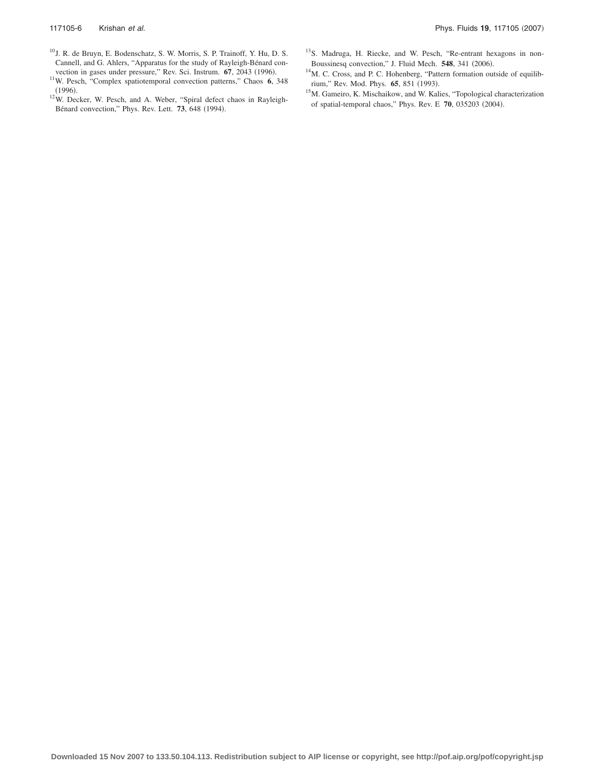[10] J. R. de Bruyn, E. Bodenschatz, S. W. Morris, S. P. Trainoff, Y. Hu, D. S. Cannell, and G. Ahlers, "Apparatus for the study of Rayleigh-Bénard convection in gases under pressure," Rev. Sci. Instrum. **67**, 2043 (1996).

[11] W. Pesch, "Complex spatiotemporal convection patterns," Chaos **6**, 348 (1996).

[12] W. Decker, W. Pesch, and A. Weber, "Spiral defect chaos in Rayleigh-Bénard convection," Phys. Rev. Lett. **73**, 648 (1994).

[13] S. Madruga, H. Riecke, and W. Pesch, "Re-entrant hexagons in non-Boussinesq convection," J. Fluid Mech. **548**, 341 (2006).

[14] M. C. Cross, and P. C. Hohenberg, "Pattern formation outside of equilibrium," Rev. Mod. Phys. **65**, 851 (1993).

[15] M. Gameiro, K. Mischaikow, and W. Kalies, "Topological characterization of spatial-temporal chaos," Phys. Rev. E **70**, 035203 (2004).